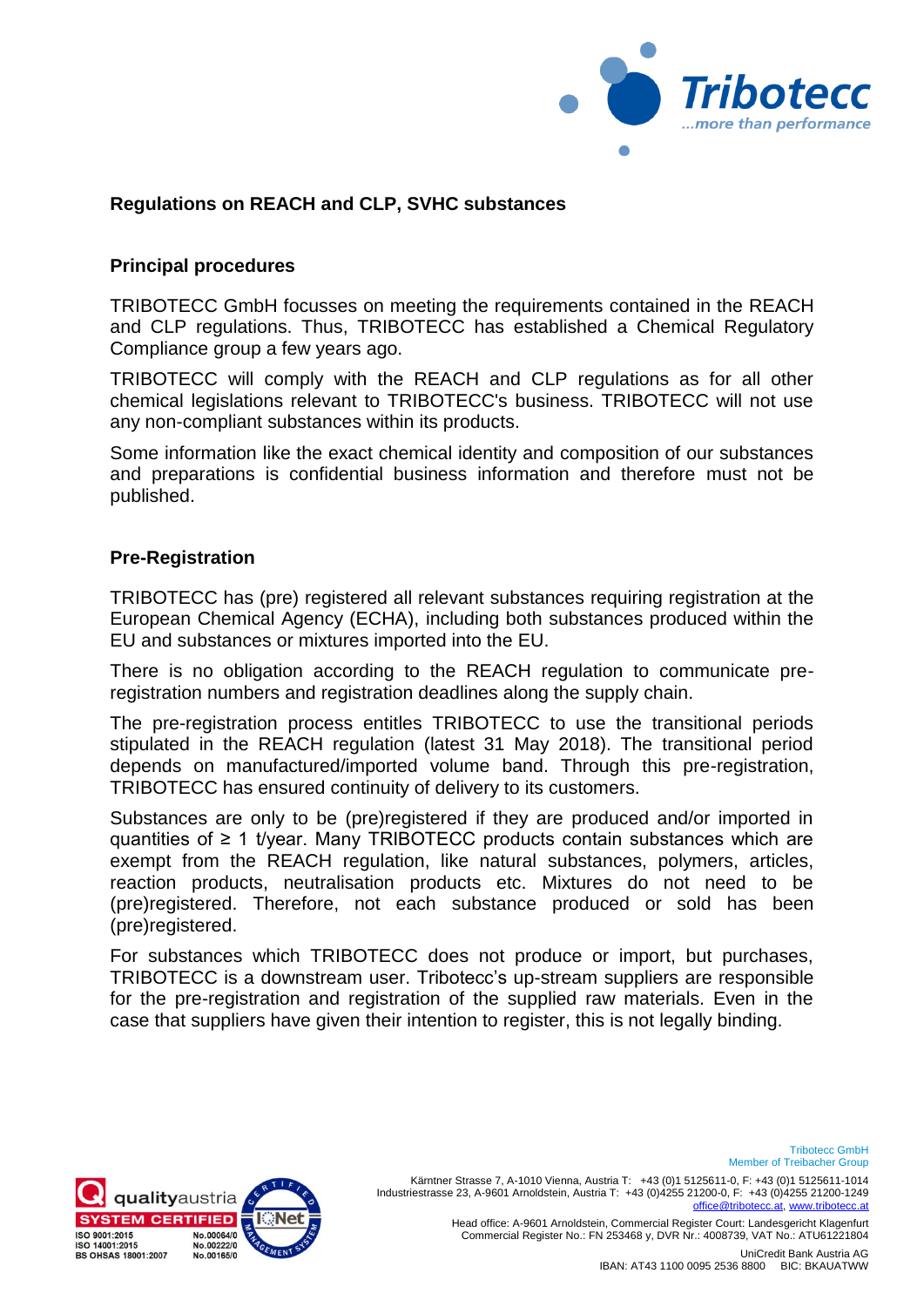## Regulations on REACH and CLP, SVHC substances

### Principal procedures

TRIBOTECC GmbH focusses on meeting the requirements contained in the REACH and CLP regulations. Thus, TRIBOTECC has established a Chemical Regulatory Compliance group a few years ago.

TRIBOTECC will comply with the REACH and CLP regulations as for all other chemical legislations relevant to TRIBOTECC's business. TRIBOTECC will not use any non-compliant substances within its products.

Some information like the exact chemical identity and composition of our substances and preparations is confidential business information and therefore must not be published.

### Pre-Registration

TRIBOTECC has (pre) registered all relevant substances requiring registration at the European Chemical Agency (ECHA), including both substances produced within the EU and substances or mixtures imported into the EU.

There is no obligation according to the REACH regulation to communicate pre-registration numbers and registration deadlines along the supply chain.

The pre-registration process entitles TRIBOTECC to use the transitional periods stipulated in the REACH regulation (latest 31 May 2018). The transitional period depends on manufactured/imported volume band. Through this pre-registration, TRIBOTECC has ensured continuity of delivery to its customers.

Substances are only to be (pre)registered if they are produced and/or imported in quantities of ≥ 1 t/year. Many TRIBOTECC products contain substances which are exempt from the REACH regulation, like natural substances, polymers, articles, reaction products, neutralisation products etc. Mixtures do not need to be (pre)registered. Therefore, not each substance produced or sold has been (pre)registered.

For substances which TRIBOTECC does not produce or import, but purchases, TRIBOTECC is a downstream user. Tribotecc's up-stream suppliers are responsible for the pre-registration and registration of the supplied raw materials. Even in the case that suppliers have given their intention to register, this is not legally binding.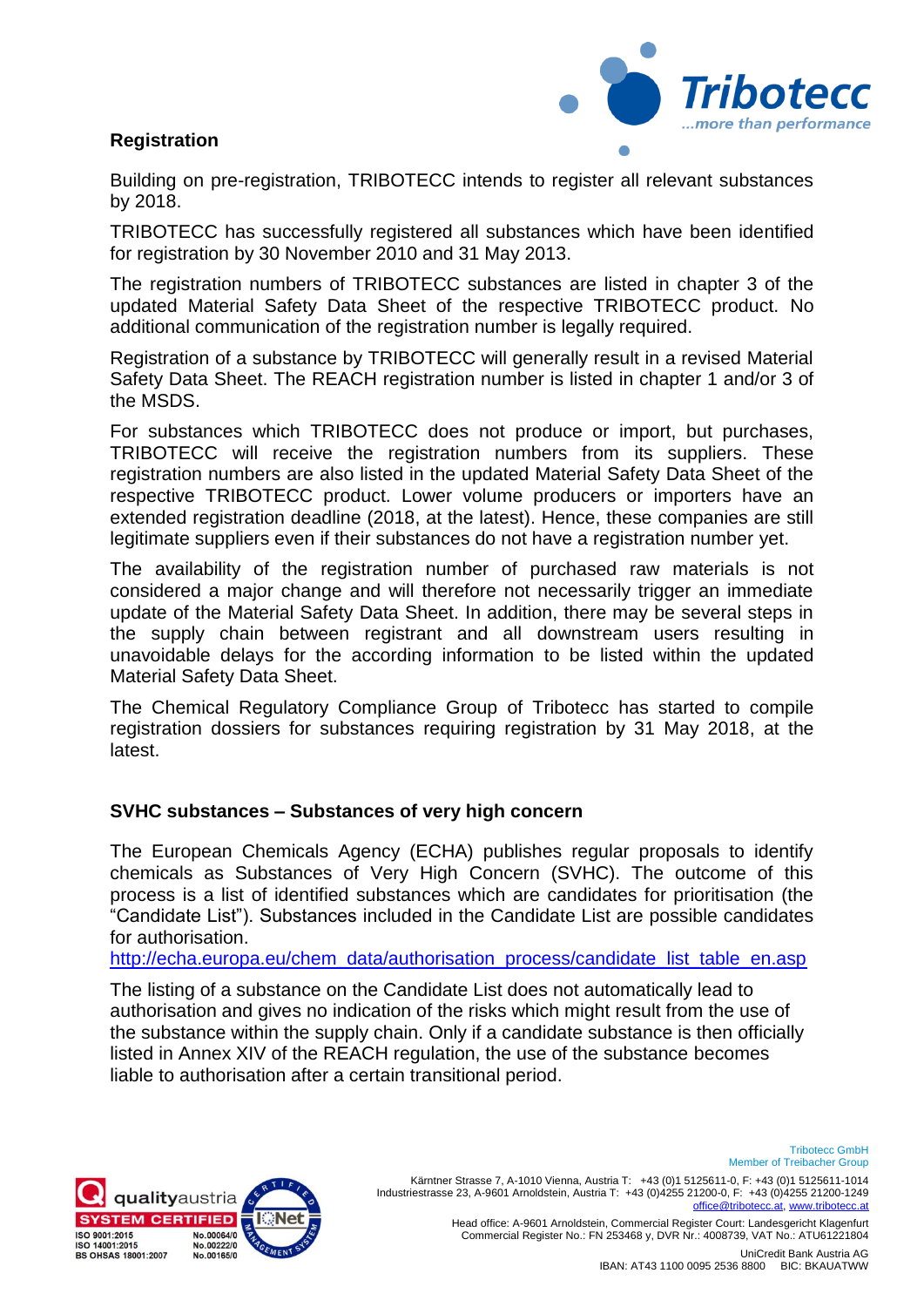## Registration

Building on pre-registration, TRIBOTECC intends to register all relevant substances by 2018.

TRIBOTECC has successfully registered all substances which have been identified for registration by 30 November 2010 and 31 May 2013.

The registration numbers of TRIBOTECC substances are listed in chapter 3 of the updated Material Safety Data Sheet of the respective TRIBOTECC product. No additional communication of the registration number is legally required.

Registration of a substance by TRIBOTECC will generally result in a revised Material Safety Data Sheet. The REACH registration number is listed in chapter 1 and/or 3 of the MSDS.

For substances which TRIBOTECC does not produce or import, but purchases, TRIBOTECC will receive the registration numbers from its suppliers. These registration numbers are also listed in the updated Material Safety Data Sheet of the respective TRIBOTECC product. Lower volume producers or importers have an extended registration deadline (2018, at the latest). Hence, these companies are still legitimate suppliers even if their substances do not have a registration number yet.

The availability of the registration number of purchased raw materials is not considered a major change and will therefore not necessarily trigger an immediate update of the Material Safety Data Sheet. In addition, there may be several steps in the supply chain between registrant and all downstream users resulting in unavoidable delays for the according information to be listed within the updated Material Safety Data Sheet.

The Chemical Regulatory Compliance Group of Tribotecc has started to compile registration dossiers for substances requiring registration by 31 May 2018, at the latest.

## SVHC substances – Substances of very high concern

The European Chemicals Agency (ECHA) publishes regular proposals to identify chemicals as Substances of Very High Concern (SVHC). The outcome of this process is a list of identified substances which are candidates for prioritisation (the "Candidate List"). Substances included in the Candidate List are possible candidates for authorisation.
http://echa.europa.eu/chem_data/authorisation_process/candidate_list_table_en.asp

The listing of a substance on the Candidate List does not automatically lead to authorisation and gives no indication of the risks which might result from the use of the substance within the supply chain. Only if a candidate substance is then officially listed in Annex XIV of the REACH regulation, the use of the substance becomes liable to authorisation after a certain transitional period.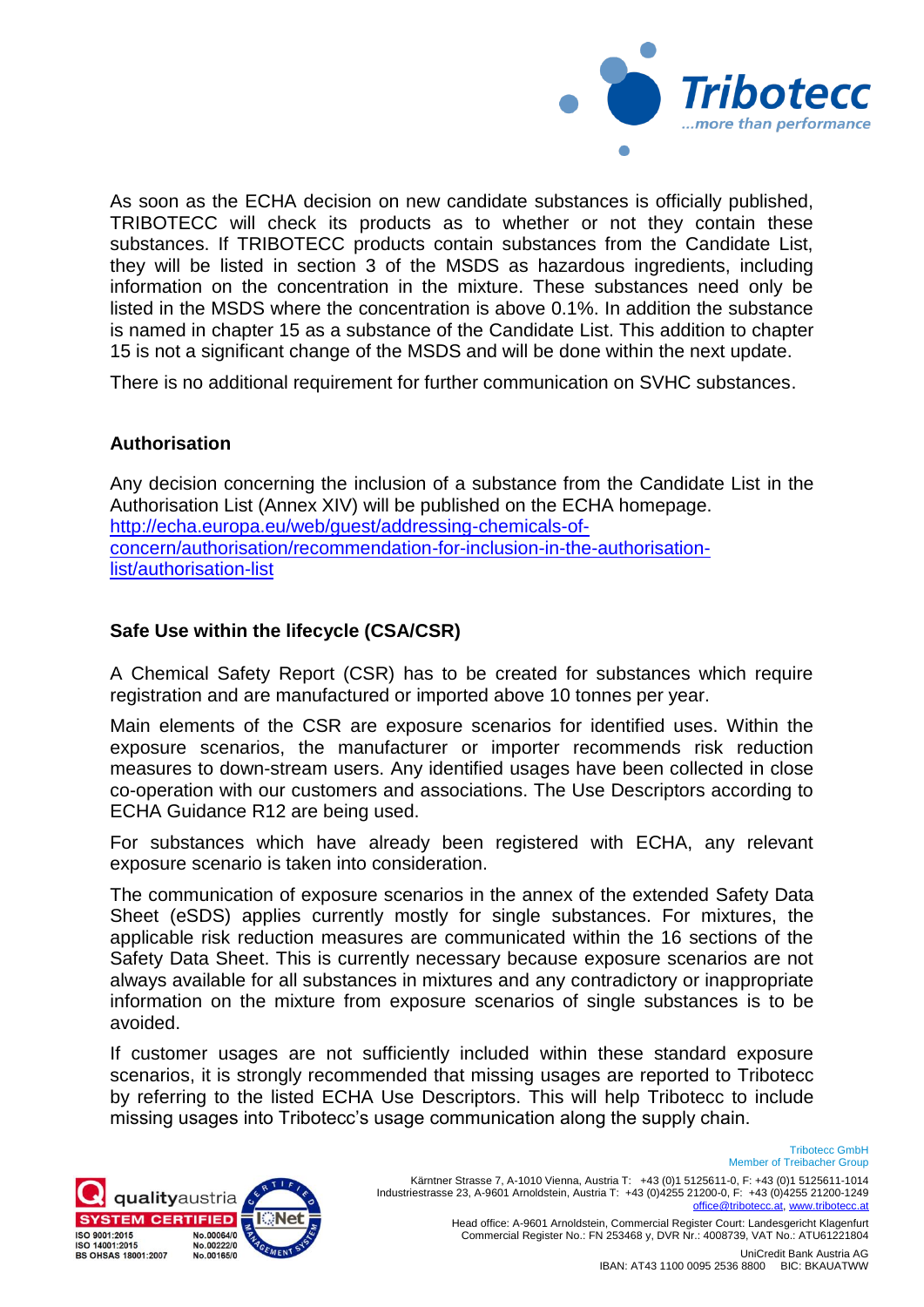As soon as the ECHA decision on new candidate substances is officially published, TRIBOTECC will check its products as to whether or not they contain these substances. If TRIBOTECC products contain substances from the Candidate List, they will be listed in section 3 of the MSDS as hazardous ingredients, including information on the concentration in the mixture. These substances need only be listed in the MSDS where the concentration is above 0.1%. In addition the substance is named in chapter 15 as a substance of the Candidate List. This addition to chapter 15 is not a significant change of the MSDS and will be done within the next update.

There is no additional requirement for further communication on SVHC substances.

## Authorisation

Any decision concerning the inclusion of a substance from the Candidate List in the Authorisation List (Annex XIV) will be published on the ECHA homepage.
http://echa.europa.eu/web/guest/addressing-chemicals-of-concern/authorisation/recommendation-for-inclusion-in-the-authorisation-list/authorisation-list

## Safe Use within the lifecycle (CSA/CSR)

A Chemical Safety Report (CSR) has to be created for substances which require registration and are manufactured or imported above 10 tonnes per year.

Main elements of the CSR are exposure scenarios for identified uses. Within the exposure scenarios, the manufacturer or importer recommends risk reduction measures to down-stream users. Any identified usages have been collected in close co-operation with our customers and associations. The Use Descriptors according to ECHA Guidance R12 are being used.

For substances which have already been registered with ECHA, any relevant exposure scenario is taken into consideration.

The communication of exposure scenarios in the annex of the extended Safety Data Sheet (eSDS) applies currently mostly for single substances. For mixtures, the applicable risk reduction measures are communicated within the 16 sections of the Safety Data Sheet. This is currently necessary because exposure scenarios are not always available for all substances in mixtures and any contradictory or inappropriate information on the mixture from exposure scenarios of single substances is to be avoided.

If customer usages are not sufficiently included within these standard exposure scenarios, it is strongly recommended that missing usages are reported to Tribotecc by referring to the listed ECHA Use Descriptors. This will help Tribotecc to include missing usages into Tribotecc's usage communication along the supply chain.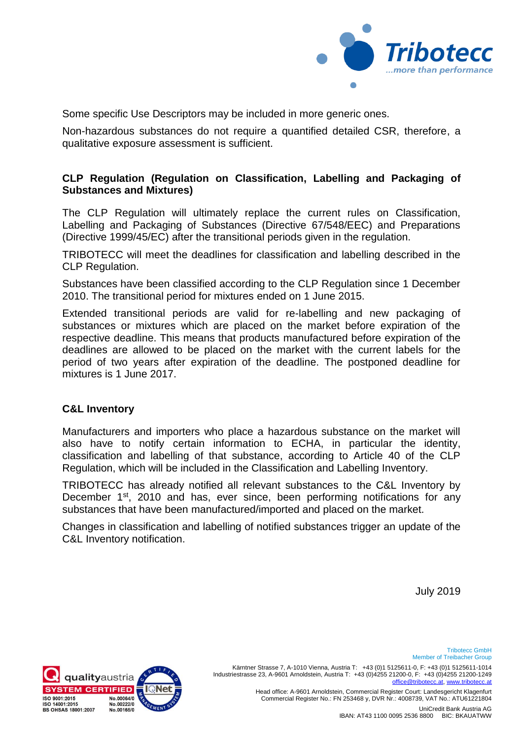Some specific Use Descriptors may be included in more generic ones.

Non-hazardous substances do not require a quantified detailed CSR, therefore, a qualitative exposure assessment is sufficient.

## CLP Regulation (Regulation on Classification, Labelling and Packaging of Substances and Mixtures)

The CLP Regulation will ultimately replace the current rules on Classification, Labelling and Packaging of Substances (Directive 67/548/EEC) and Preparations (Directive 1999/45/EC) after the transitional periods given in the regulation.

TRIBOTECC will meet the deadlines for classification and labelling described in the CLP Regulation.

Substances have been classified according to the CLP Regulation since 1 December 2010. The transitional period for mixtures ended on 1 June 2015.

Extended transitional periods are valid for re-labelling and new packaging of substances or mixtures which are placed on the market before expiration of the respective deadline. This means that products manufactured before expiration of the deadlines are allowed to be placed on the market with the current labels for the period of two years after expiration of the deadline. The postponed deadline for mixtures is 1 June 2017.

## C&L Inventory

Manufacturers and importers who place a hazardous substance on the market will also have to notify certain information to ECHA, in particular the identity, classification and labelling of that substance, according to Article 40 of the CLP Regulation, which will be included in the Classification and Labelling Inventory.

TRIBOTECC has already notified all relevant substances to the C&L Inventory by December 1st, 2010 and has, ever since, been performing notifications for any substances that have been manufactured/imported and placed on the market.

Changes in classification and labelling of notified substances trigger an update of the C&L Inventory notification.

July 2019